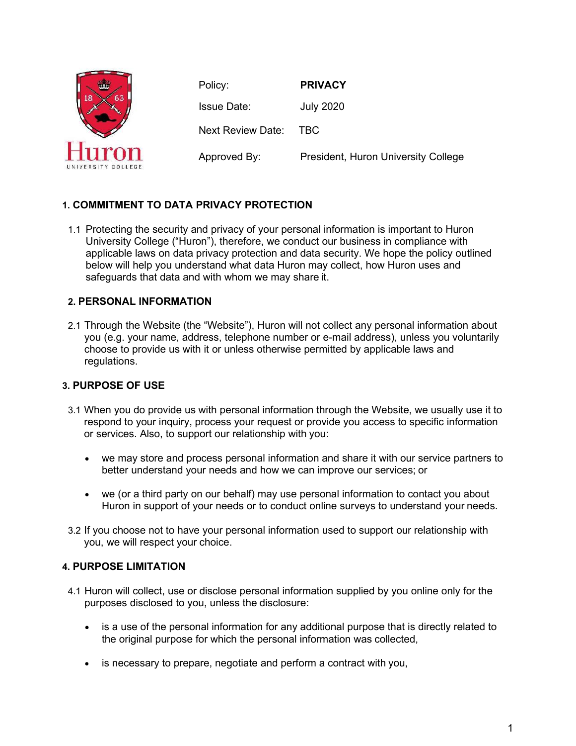Huron University College

| Policy: | **PRIVACY** |
| --- | --- |
| Issue Date: | July 2020 |
| Next Review Date: | TBC |
| Approved By: | President, Huron University College |

## 1. COMMITMENT TO DATA PRIVACY PROTECTION

1.1 Protecting the security and privacy of your personal information is important to Huron University College ("Huron"), therefore, we conduct our business in compliance with applicable laws on data privacy protection and data security. We hope the policy outlined below will help you understand what data Huron may collect, how Huron uses and safeguards that data and with whom we may share it.

## 2. PERSONAL INFORMATION

2.1 Through the Website (the "Website"), Huron will not collect any personal information about you (e.g. your name, address, telephone number or e-mail address), unless you voluntarily choose to provide us with it or unless otherwise permitted by applicable laws and regulations.

## 3. PURPOSE OF USE

3.1 When you do provide us with personal information through the Website, we usually use it to respond to your inquiry, process your request or provide you access to specific information or services. Also, to support our relationship with you:

- we may store and process personal information and share it with our service partners to better understand your needs and how we can improve our services; or
- we (or a third party on our behalf) may use personal information to contact you about Huron in support of your needs or to conduct online surveys to understand your needs.

3.2 If you choose not to have your personal information used to support our relationship with you, we will respect your choice.

## 4. PURPOSE LIMITATION

4.1 Huron will collect, use or disclose personal information supplied by you online only for the purposes disclosed to you, unless the disclosure:

- is a use of the personal information for any additional purpose that is directly related to the original purpose for which the personal information was collected,
- is necessary to prepare, negotiate and perform a contract with you,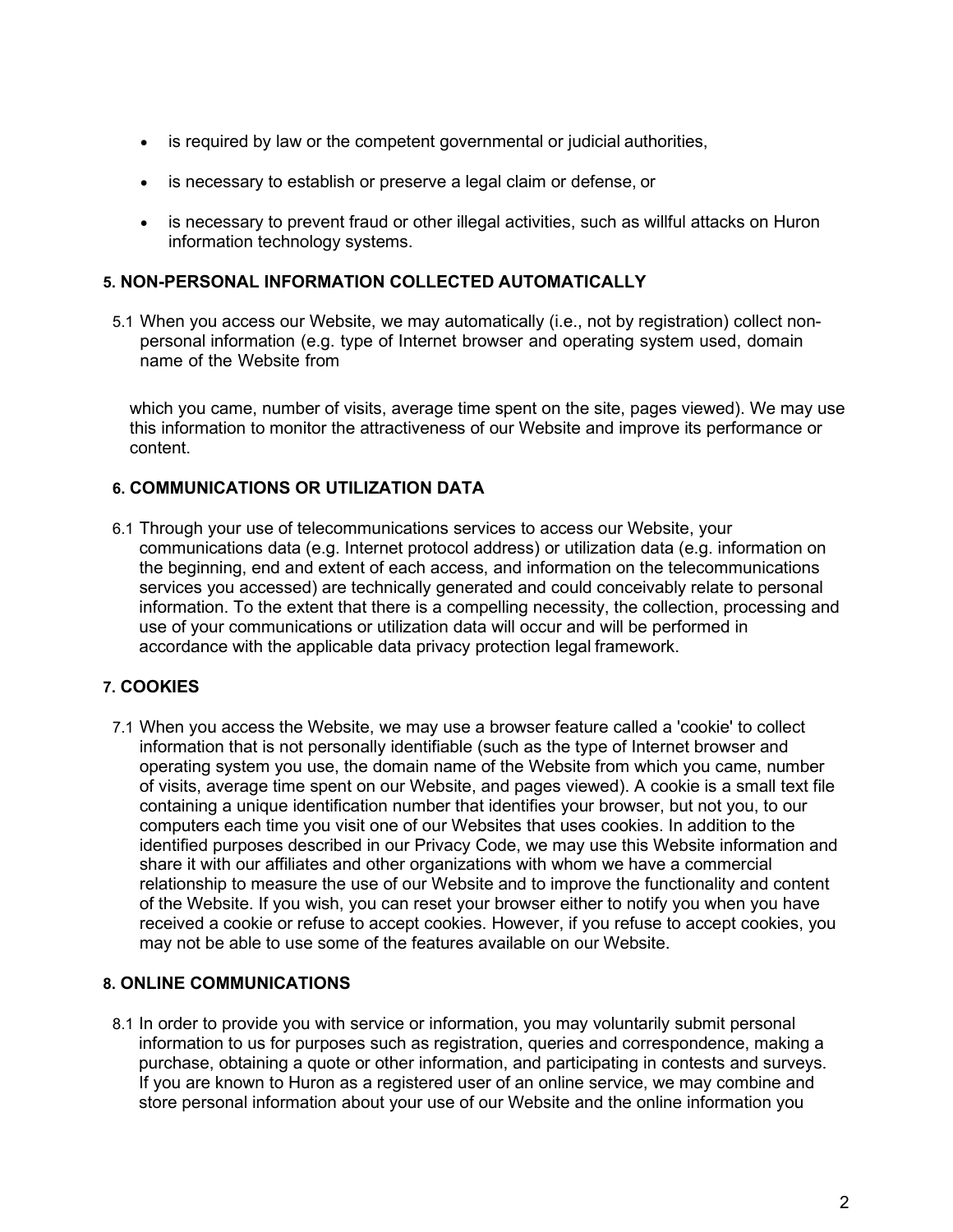- is required by law or the competent governmental or judicial authorities,
- is necessary to establish or preserve a legal claim or defense, or
- is necessary to prevent fraud or other illegal activities, such as willful attacks on Huron information technology systems.

**5. NON-PERSONAL INFORMATION COLLECTED AUTOMATICALLY**

5.1 When you access our Website, we may automatically (i.e., not by registration) collect non-personal information (e.g. type of Internet browser and operating system used, domain name of the Website from which you came, number of visits, average time spent on the site, pages viewed). We may use this information to monitor the attractiveness of our Website and improve its performance or content.

**6. COMMUNICATIONS OR UTILIZATION DATA**

6.1 Through your use of telecommunications services to access our Website, your communications data (e.g. Internet protocol address) or utilization data (e.g. information on the beginning, end and extent of each access, and information on the telecommunications services you accessed) are technically generated and could conceivably relate to personal information. To the extent that there is a compelling necessity, the collection, processing and use of your communications or utilization data will occur and will be performed in accordance with the applicable data privacy protection legal framework.

**7. COOKIES**

7.1 When you access the Website, we may use a browser feature called a 'cookie' to collect information that is not personally identifiable (such as the type of Internet browser and operating system you use, the domain name of the Website from which you came, number of visits, average time spent on our Website, and pages viewed). A cookie is a small text file containing a unique identification number that identifies your browser, but not you, to our computers each time you visit one of our Websites that uses cookies. In addition to the identified purposes described in our Privacy Code, we may use this Website information and share it with our affiliates and other organizations with whom we have a commercial relationship to measure the use of our Website and to improve the functionality and content of the Website. If you wish, you can reset your browser either to notify you when you have received a cookie or refuse to accept cookies. However, if you refuse to accept cookies, you may not be able to use some of the features available on our Website.

**8. ONLINE COMMUNICATIONS**

8.1 In order to provide you with service or information, you may voluntarily submit personal information to us for purposes such as registration, queries and correspondence, making a purchase, obtaining a quote or other information, and participating in contests and surveys. If you are known to Huron as a registered user of an online service, we may combine and store personal information about your use of our Website and the online information you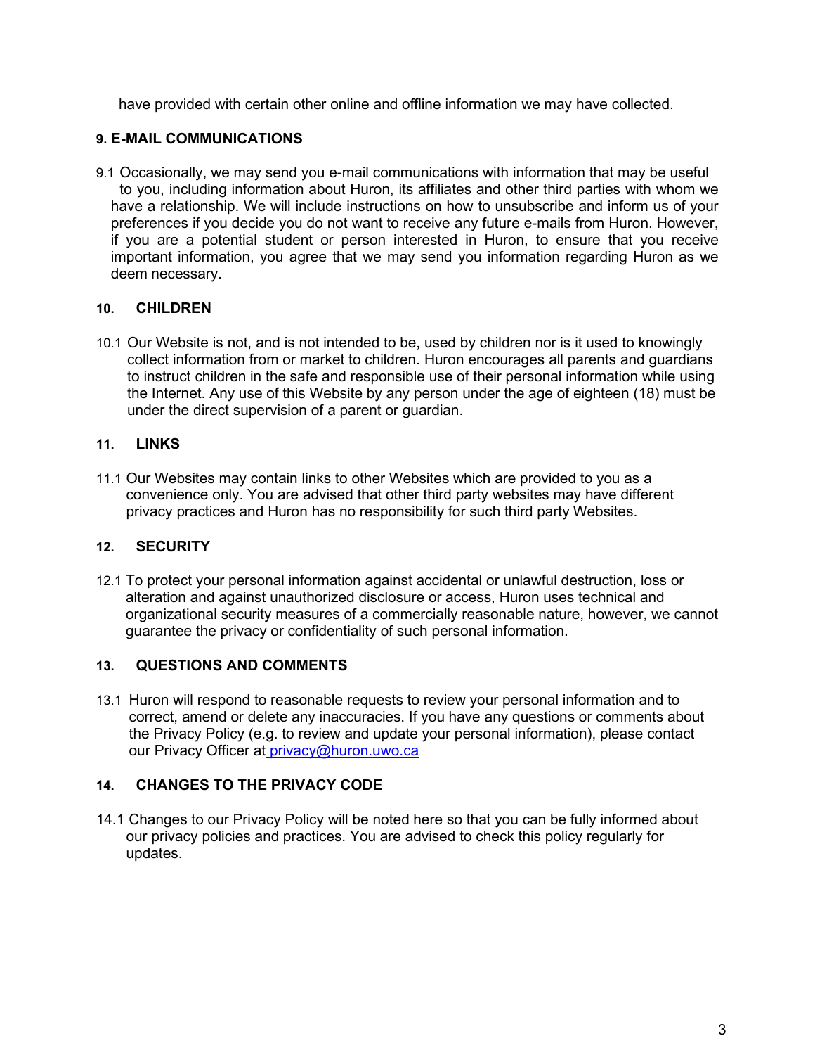have provided with certain other online and offline information we may have collected.

## 9. E-MAIL COMMUNICATIONS

9.1 Occasionally, we may send you e-mail communications with information that may be useful to you, including information about Huron, its affiliates and other third parties with whom we have a relationship. We will include instructions on how to unsubscribe and inform us of your preferences if you decide you do not want to receive any future e-mails from Huron. However, if you are a potential student or person interested in Huron, to ensure that you receive important information, you agree that we may send you information regarding Huron as we deem necessary.

## 10. CHILDREN

10.1 Our Website is not, and is not intended to be, used by children nor is it used to knowingly collect information from or market to children. Huron encourages all parents and guardians to instruct children in the safe and responsible use of their personal information while using the Internet. Any use of this Website by any person under the age of eighteen (18) must be under the direct supervision of a parent or guardian.

## 11. LINKS

11.1 Our Websites may contain links to other Websites which are provided to you as a convenience only. You are advised that other third party websites may have different privacy practices and Huron has no responsibility for such third party Websites.

## 12. SECURITY

12.1 To protect your personal information against accidental or unlawful destruction, loss or alteration and against unauthorized disclosure or access, Huron uses technical and organizational security measures of a commercially reasonable nature, however, we cannot guarantee the privacy or confidentiality of such personal information.

## 13. QUESTIONS AND COMMENTS

13.1 Huron will respond to reasonable requests to review your personal information and to correct, amend or delete any inaccuracies. If you have any questions or comments about the Privacy Policy (e.g. to review and update your personal information), please contact our Privacy Officer at privacy@huron.uwo.ca

## 14. CHANGES TO THE PRIVACY CODE

14.1 Changes to our Privacy Policy will be noted here so that you can be fully informed about our privacy policies and practices. You are advised to check this policy regularly for updates.